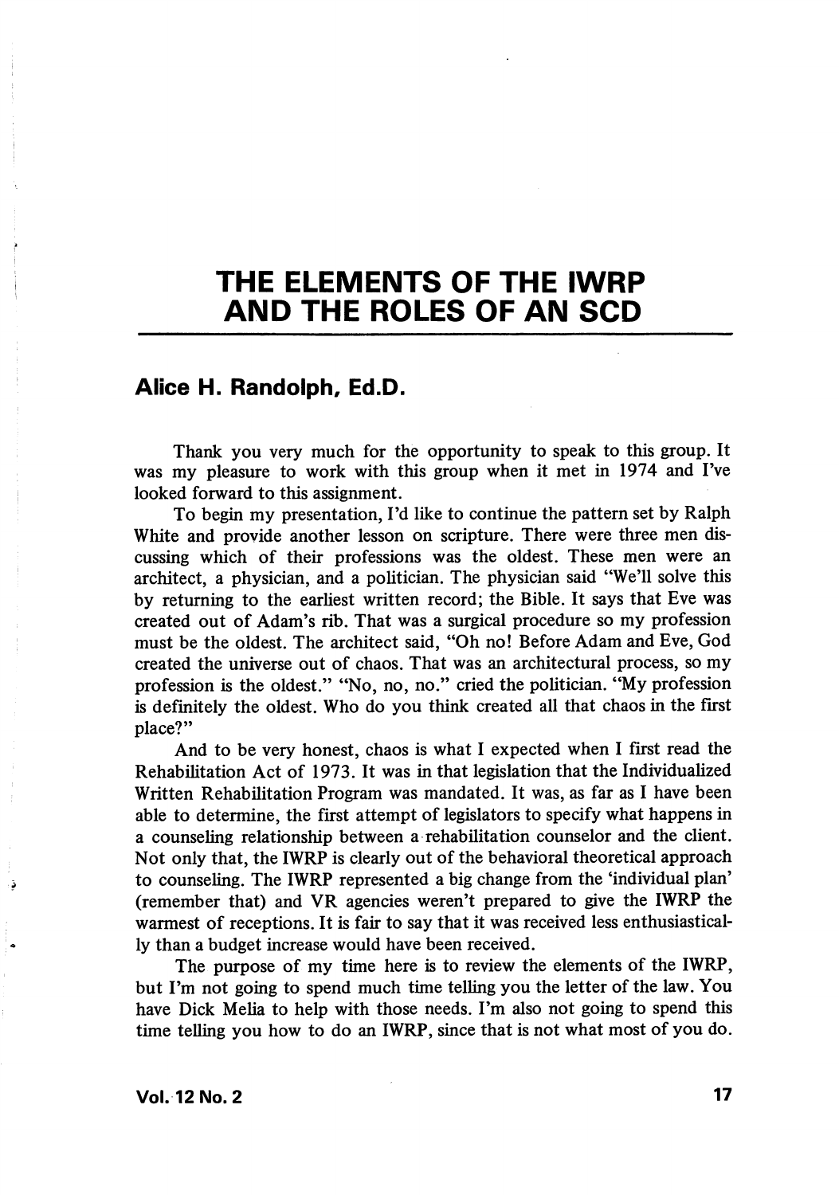# THE ELEMENTS OF THE IWRP AND THE ROLES OF AN SCD

## Alice H. Randolph, Ed.D.

Thank you very much for the opportunity to speak to this group. It was my pleasure to work with this group when it met in 1974 and I've looked forward to this assignment.

To begin my presentation, I'd like to continue the pattern set by Ralph White and provide another lesson on scripture. There were three men discussing which of their professions was the oldest. These men were an architect, a physician, and a politician. The physician said "We'll solve this by returning to the earliest written record; the Bible. It says that Eve was created out of Adam's rib. That was a surgical procedure so my profession must be the oldest. The architect said, "Oh no! Before Adam and Eve, God created the universe out of chaos. That was an architectural process, so my profession is the oldest." "No, no, no." cried the politician. "My profession is definitely the oldest. Who do you think created all that chaos in the first place?"

And to be very honest, chaos is what I expected when I first read the Rehabilitation Act of 1973. It was in that legislation that the Individualized Written Rehabilitation Program was mandated. It was, as far as I have been able to determine, the first attempt of legislators to specify what happens in a counseling relationship between a rehabilitation counselor and the client. Not only that, the IWRP is clearly out of the behavioral theoretical approach to counseling. The IWRP represented a big change from the 'individual plan' (remember that) and VR agencies weren't prepared to give the IWRP the warmest of receptions. It is fair to say that it was received less enthusiastically than a budget increase would have been received.

The purpose of my time here is to review the elements of the IWRP, but I'm not going to spend much time telling you the letter of the law. You have Dick Melia to help with those needs. I'm also not going to spend this time telling you how to do an IWRP, since that is not what most of you do.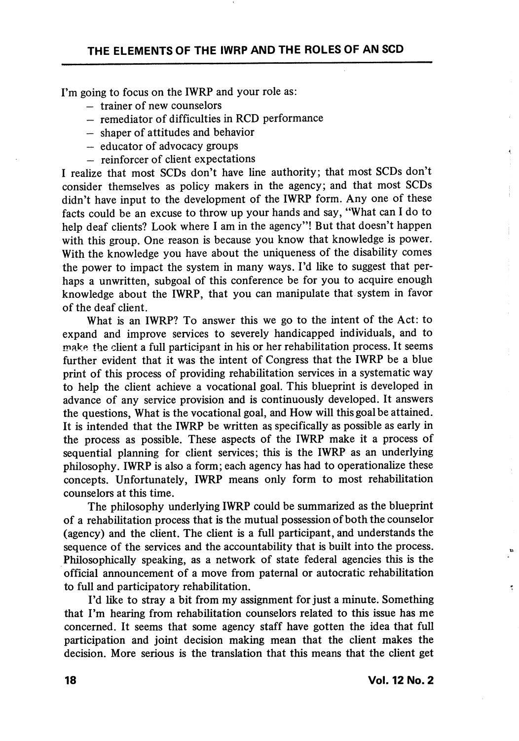## THE ELEMENTS OF THE IWRP AND THE ROLES OF AN SCD

I'm going to focus on the IWRP and your role as:

- trainer of new counselors
- remediator of difficulties in RCD performance
- shaper of attitudes and behavior
- educator of advocacy groups
- reinforcer of client expectations

I realize that most SCDs don't have line authority; that most SCDs don't consider themselves as policy makers in the agency; and that most SCDs didn't have input to the development of the IWRP form. Any one of these facts could be an excuse to throw up your hands and say, "What can I do to help deaf clients? Look where I am in the agency"! But that doesn't happen with this group. One reason is because you know that knowledge is power. With the knowledge you have about the uniqueness of the disability comes the power to impact the system in many ways. I'd like to suggest that perhaps a unwritten, subgoal of this conference be for you to acquire enough knowledge about the IWRP, that you can manipulate that system in favor of the deaf client.

What is an IWRP? To answer this we go to the intent of the Act: to expand and improve services to severely handicapped individuals, and to make the client a full participant in his or her rehabilitation process. It seems further evident that it was the intent of Congress that the IWRP be a blue print of this process of providing rehabilitation services in a systematic way to help the client achieve a vocational goal. This blueprint is developed in advance of any service provision and is continuously developed. It answers the questions, What is the vocational goal, and How will this goal be attained. It is intended that the IWRP be written as specifically as possible as early in the process as possible. These aspects of the IWRP make it a process of sequential planning for client services; this is the IWRP as an underlying philosophy. IWRP is also a form; each agency has had to operationalize these concepts. Unfortunately, IWRP means only form to most rehabilitation counselors at this time.

The philosophy underlying IWRP could be summarized as the blueprint of a rehabilitation process that is the mutual possession of both the counselor (agency) and the client. The client is a full participant, and understands the sequence of the services and the accountability that is built into the process. Philosophically speaking, as a network of state federal agencies this is the official announcement of a move from paternal or autocratic rehabilitation to full and participatory rehabilitation.

I'd like to stray a bit from my assignment for just a minute. Something that I'm hearing from rehabilitation counselors related to this issue has me concerned. It seems that some agency staff have gotten the idea that full participation and joint decision making mean that the client makes the decision. More serious is the translation that this means that the client get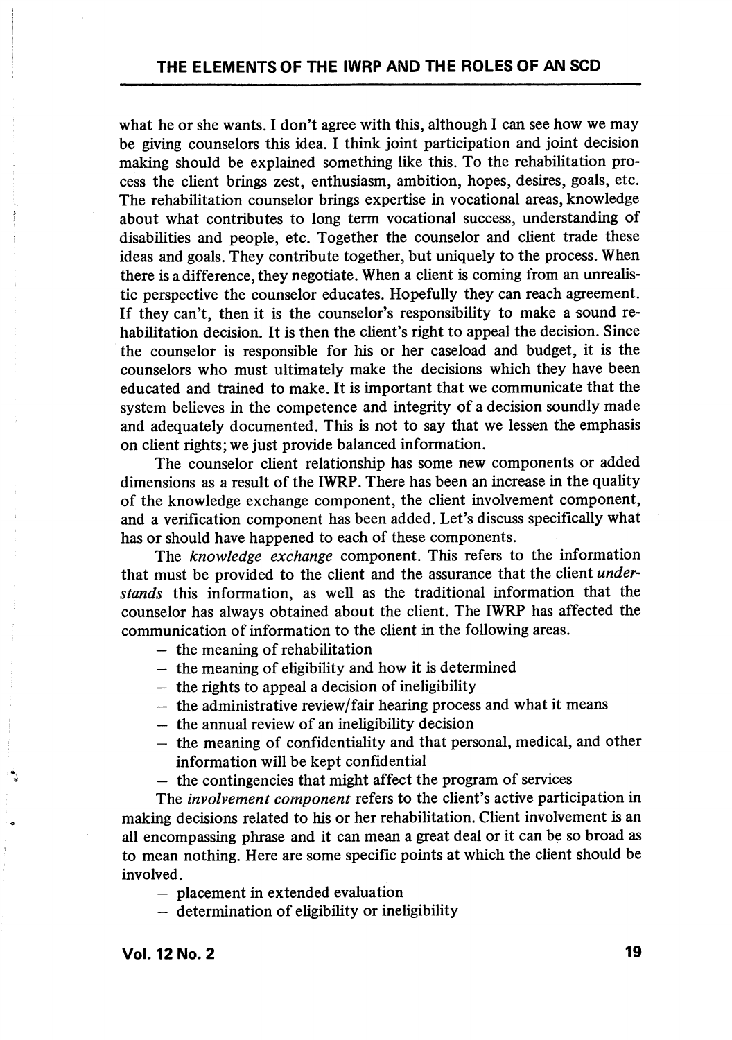what he or she wants. I don't agree with this, although I can see how we may be giving counselors this idea. I think joint participation and joint decision making should be explained something like this. To the rehabilitation process the client brings zest, enthusiasm, ambition, hopes, desires, goals, etc. The rehabilitation counselor brings expertise in vocational areas, knowledge about what contributes to long term vocational success, understanding of disabilities and people, etc. Together the counselor and client trade these ideas and goals. They contribute together, but uniquely to the process. When there is a difference, they negotiate. When a client is coming from an unrealistic perspective the counselor educates. Hopefully they can reach agreement. If they can't, then it is the counselor's responsibility to make a sound rehabilitation decision. It is then the client's right to appeal the decision. Since the counselor is responsible for his or her caseload and budget, it is the counselors who must ultimately make the decisions which they have been educated and trained to make. It is important that we communicate that the system believes in the competence and integrity of a decision soundly made and adequately documented. This is not to say that we lessen the emphasis on client rights; we just provide balanced information.

The counselor client relationship has some new components or added dimensions as a result of the IWRP. There has been an increase in the quality of the knowledge exchange component, the client involvement component, and a verification component has been added. Let's discuss specifically what has or should have happened to each of these components.

The *knowledge exchange* component. This refers to the information that must be provided to the client and the assurance that the client *understands* this information, as well as the traditional information that the counselor has always obtained about the client. The IWRP has affected the communication of information to the client in the following areas.

- the meaning of rehabilitation
- the meaning of eligibility and how it is determined
- the rights to appeal a decision of ineligibility
- the administrative review/fair hearing process and what it means
- the annual review of an ineligibility decision
- the meaning of confidentiality and that personal, medical, and other information will be kept confidential
- the contingencies that might affect the program of services

The *involvement component* refers to the client's active participation in making decisions related to his or her rehabilitation. Client involvement is an all encompassing phrase and it can mean a great deal or it can be so broad as to mean nothing. Here are some specific points at which the client should be involved.

- placement in extended evaluation
- determination of eligibility or ineligibility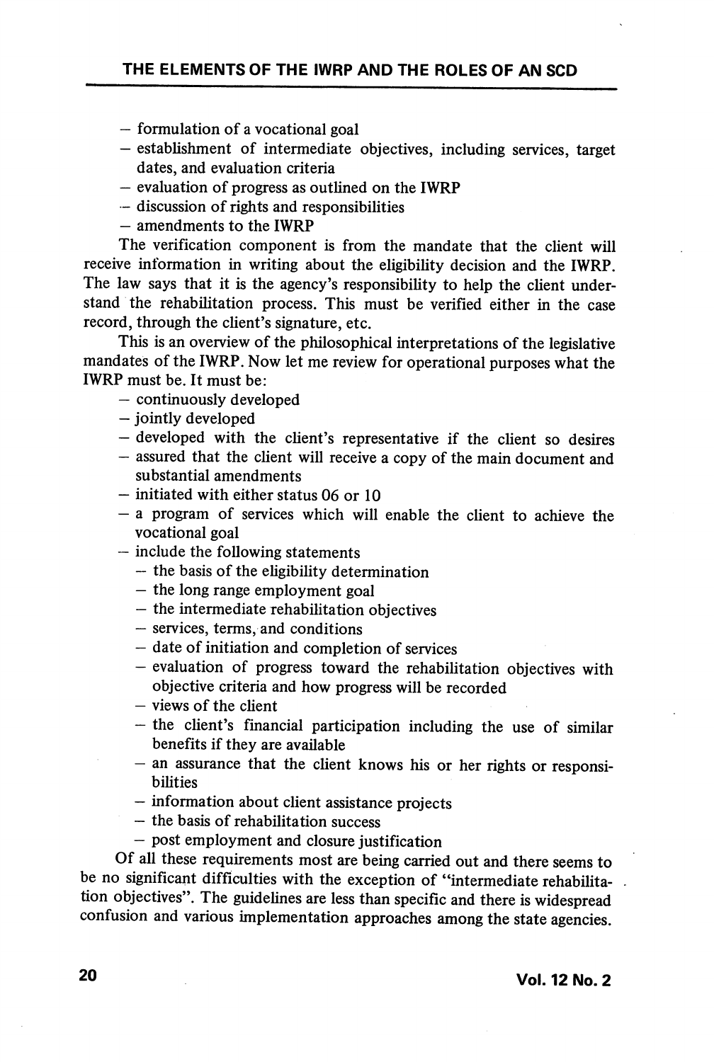- formulation of a vocational goal
- establishment of intermediate objectives, including services, target dates, and evaluation criteria
- evaluation of progress as outlined on the IWRP
- discussion of rights and responsibilities
- amendments to the IWRP

The verification component is from the mandate that the client will receive information in writing about the eligibility decision and the IWRP. The law says that it is the agency's responsibility to help the client understand the rehabilitation process. This must be verified either in the case record, through the client's signature, etc.

This is an overview of the philosophical interpretations of the legislative mandates of the IWRP. Now let me review for operational purposes what the IWRP must be. It must be:

- continuously developed
- jointly developed
- developed with the client's representative if the client so desires
- assured that the client will receive a copy of the main document and substantial amendments
- initiated with either status 06 or 10
- a program of services which will enable the client to achieve the vocational goal
- include the following statements
  - the basis of the eligibility determination
  - the long range employment goal
  - the intermediate rehabilitation objectives
  - services, terms, and conditions
  - date of initiation and completion of services
  - evaluation of progress toward the rehabilitation objectives with objective criteria and how progress will be recorded
  - views of the client
  - the client's financial participation including the use of similar benefits if they are available
  - an assurance that the client knows his or her rights or responsibilities
  - information about client assistance projects
  - the basis of rehabilitation success
  - post employment and closure justification

Of all these requirements most are being carried out and there seems to be no significant difficulties with the exception of "intermediate rehabilitation objectives". The guidelines are less than specific and there is widespread confusion and various implementation approaches among the state agencies.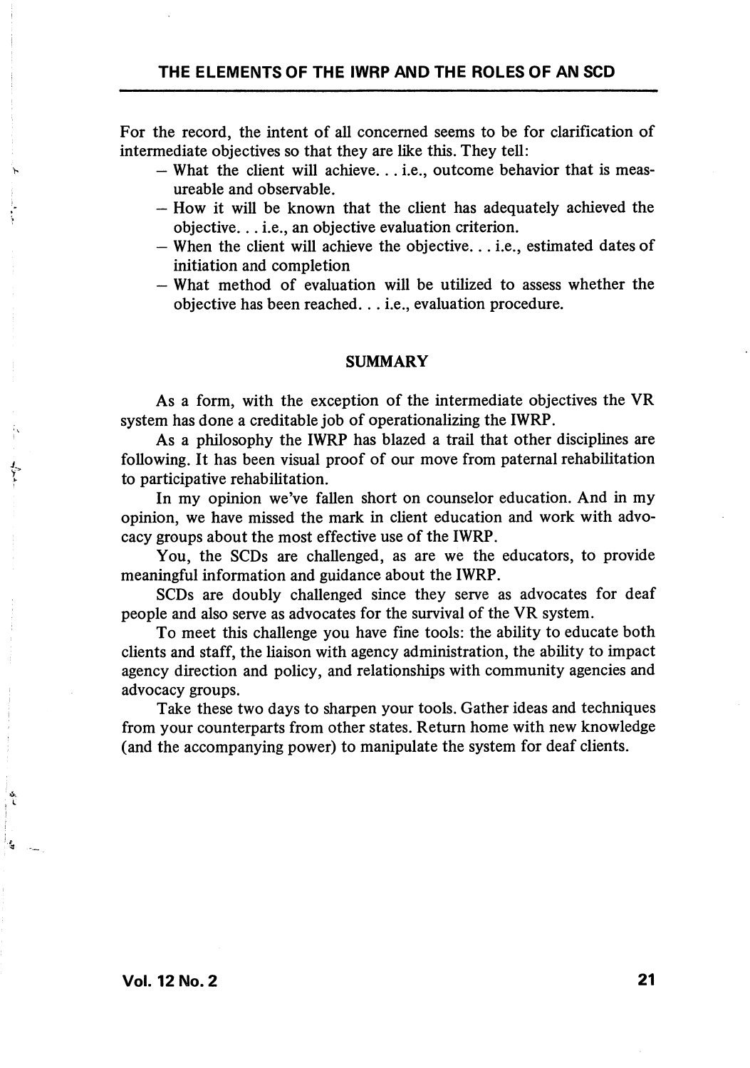For the record, the intent of all concerned seems to be for clarification of intermediate objectives so that they are like this. They tell:

- What the client will achieve. . . i.e., outcome behavior that is measureable and observable.
- How it will be known that the client has adequately achieved the objective. . . i.e., an objective evaluation criterion.
- When the client will achieve the objective. . . i.e., estimated dates of initiation and completion
- What method of evaluation will be utilized to assess whether the objective has been reached. . . i.e., evaluation procedure.

## SUMMARY

As a form, with the exception of the intermediate objectives the VR system has done a creditable job of operationalizing the IWRP.

As a philosophy the IWRP has blazed a trail that other disciplines are following. It has been visual proof of our move from paternal rehabilitation to participative rehabilitation.

In my opinion we've fallen short on counselor education. And in my opinion, we have missed the mark in client education and work with advocacy groups about the most effective use of the IWRP.

You, the SCDs are challenged, as are we the educators, to provide meaningful information and guidance about the IWRP.

SCDs are doubly challenged since they serve as advocates for deaf people and also serve as advocates for the survival of the VR system.

To meet this challenge you have fine tools: the ability to educate both clients and staff, the liaison with agency administration, the ability to impact agency direction and policy, and relationships with community agencies and advocacy groups.

Take these two days to sharpen your tools. Gather ideas and techniques from your counterparts from other states. Return home with new knowledge (and the accompanying power) to manipulate the system for deaf clients.